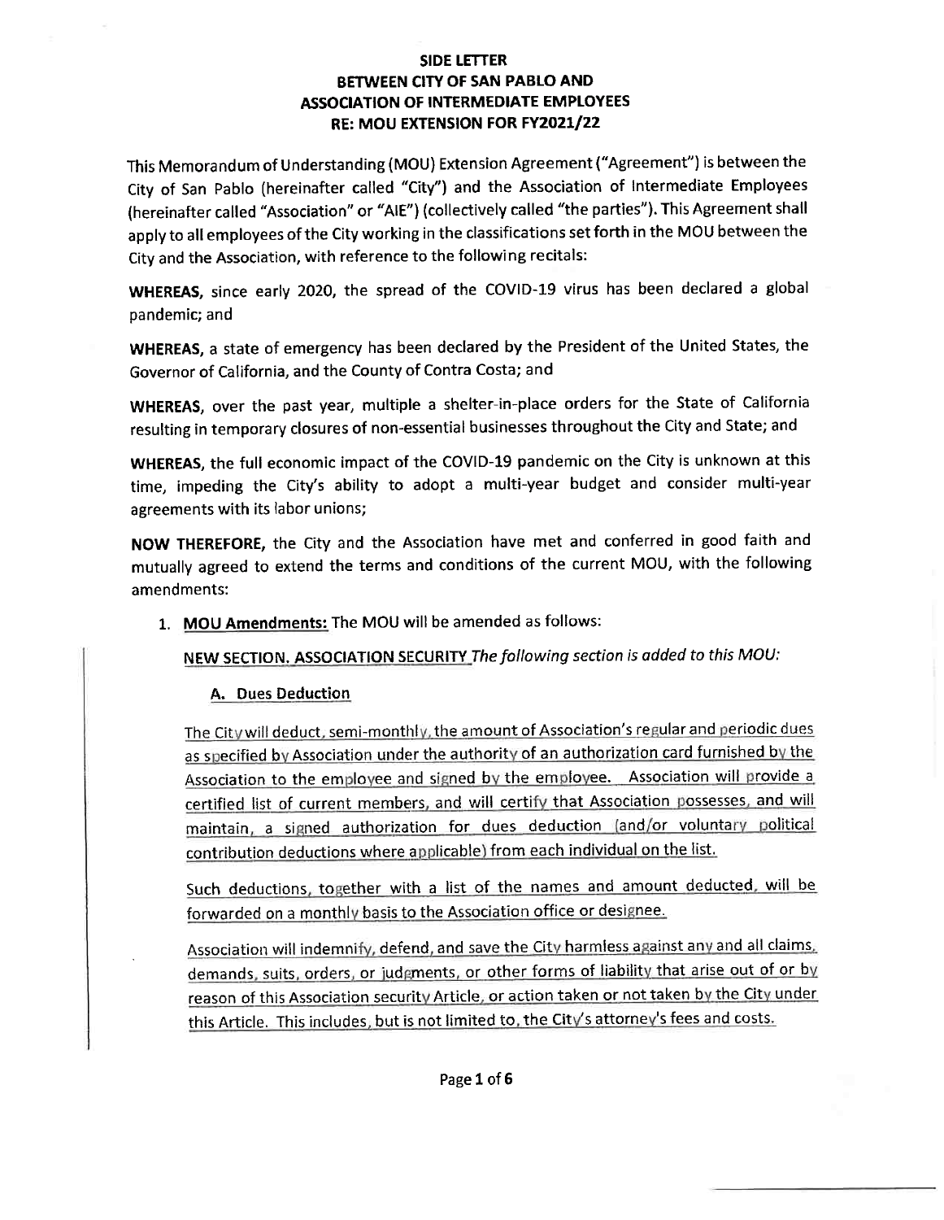**SIDE LETTER**
**BETWEEN CITY OF SAN PABLO AND**
**ASSOCIATION OF INTERMEDIATE EMPLOYEES**
**RE: MOU EXTENSION FOR FY2021/22**

This Memorandum of Understanding (MOU) Extension Agreement ("Agreement") is between the City of San Pablo (hereinafter called "City") and the Association of Intermediate Employees (hereinafter called "Association" or "AIE") (collectively called "the parties"). This Agreement shall apply to all employees of the City working in the classifications set forth in the MOU between the City and the Association, with reference to the following recitals:

**WHEREAS,** since early 2020, the spread of the COVID-19 virus has been declared a global pandemic; and

**WHEREAS,** a state of emergency has been declared by the President of the United States, the Governor of California, and the County of Contra Costa; and

**WHEREAS,** over the past year, multiple a shelter-in-place orders for the State of California resulting in temporary closures of non-essential businesses throughout the City and State; and

**WHEREAS,** the full economic impact of the COVID-19 pandemic on the City is unknown at this time, impeding the City's ability to adopt a multi-year budget and consider multi-year agreements with its labor unions;

**NOW THEREFORE,** the City and the Association have met and conferred in good faith and mutually agreed to extend the terms and conditions of the current MOU, with the following amendments:

1. **MOU Amendments:** The MOU will be amended as follows:

   **NEW SECTION. ASSOCIATION SECURITY** *The following section is added to this MOU:*

   **A. Dues Deduction**

   The City will deduct, semi-monthly, the amount of Association's regular and periodic dues as specified by Association under the authority of an authorization card furnished by the Association to the employee and signed by the employee. Association will provide a certified list of current members, and will certify that Association possesses, and will maintain, a signed authorization for dues deduction (and/or voluntary political contribution deductions where applicable) from each individual on the list.

   Such deductions, together with a list of the names and amount deducted, will be forwarded on a monthly basis to the Association office or designee.

   Association will indemnify, defend, and save the City harmless against any and all claims, demands, suits, orders, or judgments, or other forms of liability that arise out of or by reason of this Association security Article, or action taken or not taken by the City under this Article. This includes, but is not limited to, the City's attorney's fees and costs.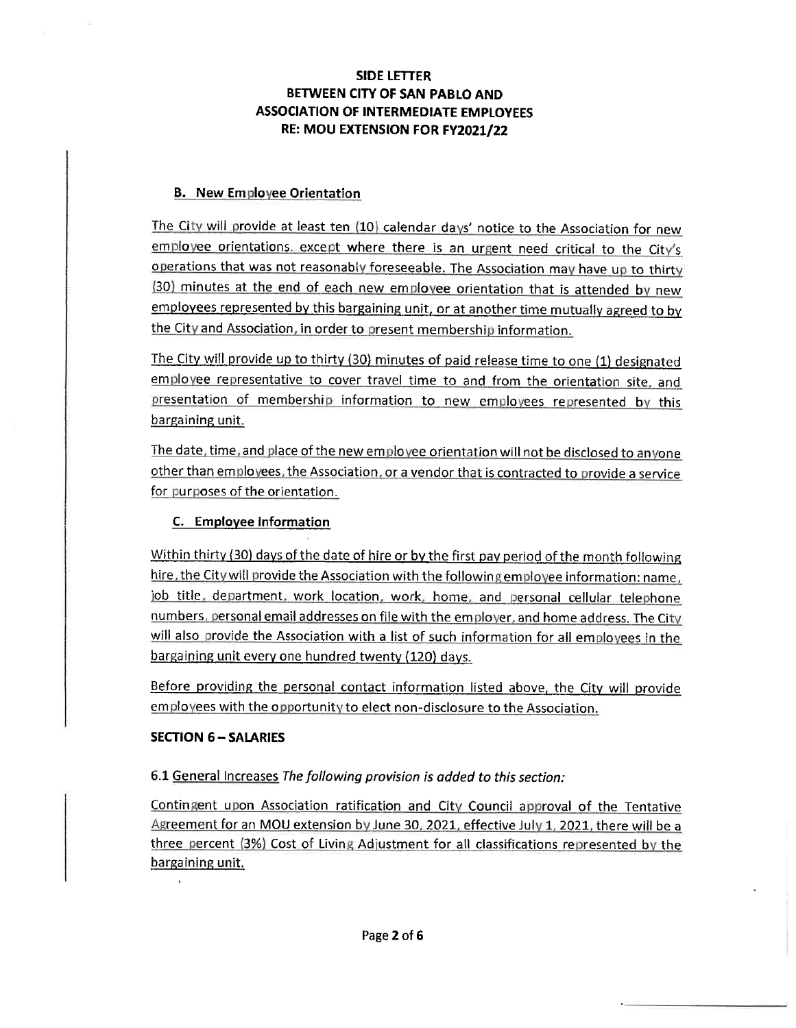**SIDE LETTER**
**BETWEEN CITY OF SAN PABLO AND**
**ASSOCIATION OF INTERMEDIATE EMPLOYEES**
**RE: MOU EXTENSION FOR FY2021/22**

### B. New Employee Orientation

The City will provide at least ten (10) calendar days' notice to the Association for new employee orientations, except where there is an urgent need critical to the City's operations that was not reasonably foreseeable. The Association may have up to thirty (30) minutes at the end of each new employee orientation that is attended by new employees represented by this bargaining unit, or at another time mutually agreed to by the City and Association, in order to present membership information.

The City will provide up to thirty (30) minutes of paid release time to one (1) designated employee representative to cover travel time to and from the orientation site, and presentation of membership information to new employees represented by this bargaining unit.

The date, time, and place of the new employee orientation will not be disclosed to anyone other than employees, the Association, or a vendor that is contracted to provide a service for purposes of the orientation.

### C. Employee Information

Within thirty (30) days of the date of hire or by the first pay period of the month following hire, the City will provide the Association with the following employee information: name, job title, department, work location, work, home, and personal cellular telephone numbers, personal email addresses on file with the employer, and home address. The City will also provide the Association with a list of such information for all employees in the bargaining unit every one hundred twenty (120) days.

Before providing the personal contact information listed above, the City will provide employees with the opportunity to elect non-disclosure to the Association.

## SECTION 6 – SALARIES

6.1 General Increases *The following provision is added to this section:*

Contingent upon Association ratification and City Council approval of the Tentative Agreement for an MOU extension by June 30, 2021, effective July 1, 2021, there will be a three percent (3%) Cost of Living Adjustment for all classifications represented by the bargaining unit.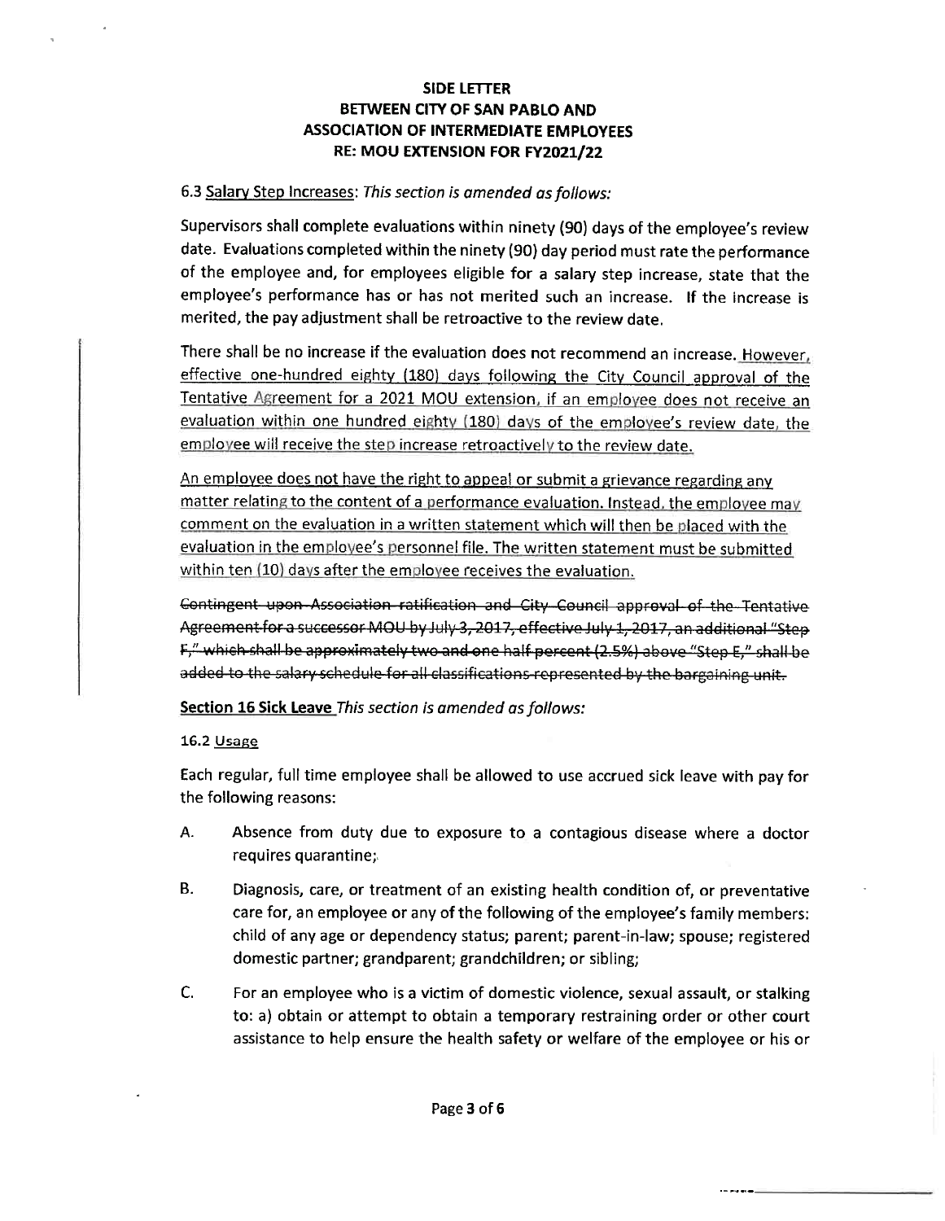**SIDE LETTER**
**BETWEEN CITY OF SAN PABLO AND**
**ASSOCIATION OF INTERMEDIATE EMPLOYEES**
**RE: MOU EXTENSION FOR FY2021/22**

6.3 <u>Salary Step Increases</u>: *This section is amended as follows:*

Supervisors shall complete evaluations within ninety (90) days of the employee's review date. Evaluations completed within the ninety (90) day period must rate the performance of the employee and, for employees eligible for a salary step increase, state that the employee's performance has or has not merited such an increase. If the increase is merited, the pay adjustment shall be retroactive to the review date.

There shall be no increase if the evaluation does not recommend an increase. <u>However, effective one-hundred eighty (180) days following the City Council approval of the Tentative Agreement for a 2021 MOU extension, if an employee does not receive an evaluation within one hundred eighty (180) days of the employee's review date, the employee will receive the step increase retroactively to the review date.</u>

<u>An employee does not have the right to appeal or submit a grievance regarding any matter relating to the content of a performance evaluation. Instead, the employee may comment on the evaluation in a written statement which will then be placed with the evaluation in the employee's personnel file. The written statement must be submitted within ten (10) days after the employee receives the evaluation.</u>

~~Contingent upon Association ratification and City Council approval of the Tentative Agreement for a successor MOU by July 3, 2017, effective July 1, 2017, an additional "Step F," which shall be approximately two and one half percent (2.5%) above "Step E," shall be added to the salary schedule for all classifications represented by the bargaining unit.~~

**<u>Section 16 Sick Leave</u>** *This section is amended as follows:*

16.2 <u>Usage</u>

Each regular, full time employee shall be allowed to use accrued sick leave with pay for the following reasons:

A. Absence from duty due to exposure to a contagious disease where a doctor requires quarantine;

B. Diagnosis, care, or treatment of an existing health condition of, or preventative care for, an employee or any of the following of the employee's family members: child of any age or dependency status; parent; parent-in-law; spouse; registered domestic partner; grandparent; grandchildren; or sibling;

C. For an employee who is a victim of domestic violence, sexual assault, or stalking to: a) obtain or attempt to obtain a temporary restraining order or other court assistance to help ensure the health safety or welfare of the employee or his or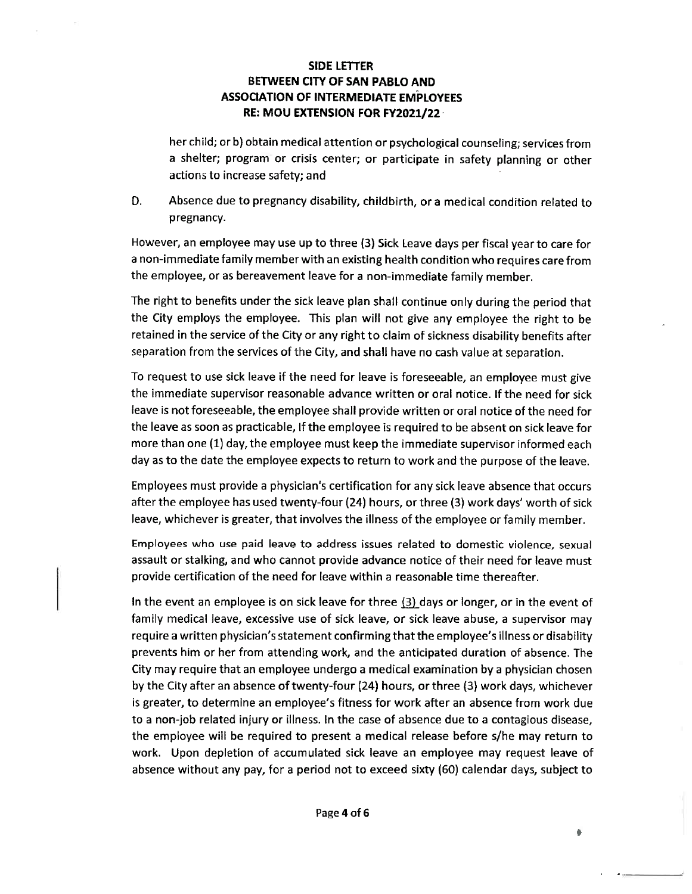her child; or b) obtain medical attention or psychological counseling; services from a shelter; program or crisis center; or participate in safety planning or other actions to increase safety; and

D. Absence due to pregnancy disability, childbirth, or a medical condition related to pregnancy.

However, an employee may use up to three (3) Sick Leave days per fiscal year to care for a non-immediate family member with an existing health condition who requires care from the employee, or as bereavement leave for a non-immediate family member.

The right to benefits under the sick leave plan shall continue only during the period that the City employs the employee. This plan will not give any employee the right to be retained in the service of the City or any right to claim of sickness disability benefits after separation from the services of the City, and shall have no cash value at separation.

To request to use sick leave if the need for leave is foreseeable, an employee must give the immediate supervisor reasonable advance written or oral notice. If the need for sick leave is not foreseeable, the employee shall provide written or oral notice of the need for the leave as soon as practicable, If the employee is required to be absent on sick leave for more than one (1) day, the employee must keep the immediate supervisor informed each day as to the date the employee expects to return to work and the purpose of the leave.

Employees must provide a physician's certification for any sick leave absence that occurs after the employee has used twenty-four (24) hours, or three (3) work days' worth of sick leave, whichever is greater, that involves the illness of the employee or family member.

Employees who use paid leave to address issues related to domestic violence, sexual assault or stalking, and who cannot provide advance notice of their need for leave must provide certification of the need for leave within a reasonable time thereafter.

In the event an employee is on sick leave for three (3) days or longer, or in the event of family medical leave, excessive use of sick leave, or sick leave abuse, a supervisor may require a written physician's statement confirming that the employee's illness or disability prevents him or her from attending work, and the anticipated duration of absence. The City may require that an employee undergo a medical examination by a physician chosen by the City after an absence of twenty-four (24) hours, or three (3) work days, whichever is greater, to determine an employee's fitness for work after an absence from work due to a non-job related injury or illness. In the case of absence due to a contagious disease, the employee will be required to present a medical release before s/he may return to work. Upon depletion of accumulated sick leave an employee may request leave of absence without any pay, for a period not to exceed sixty (60) calendar days, subject to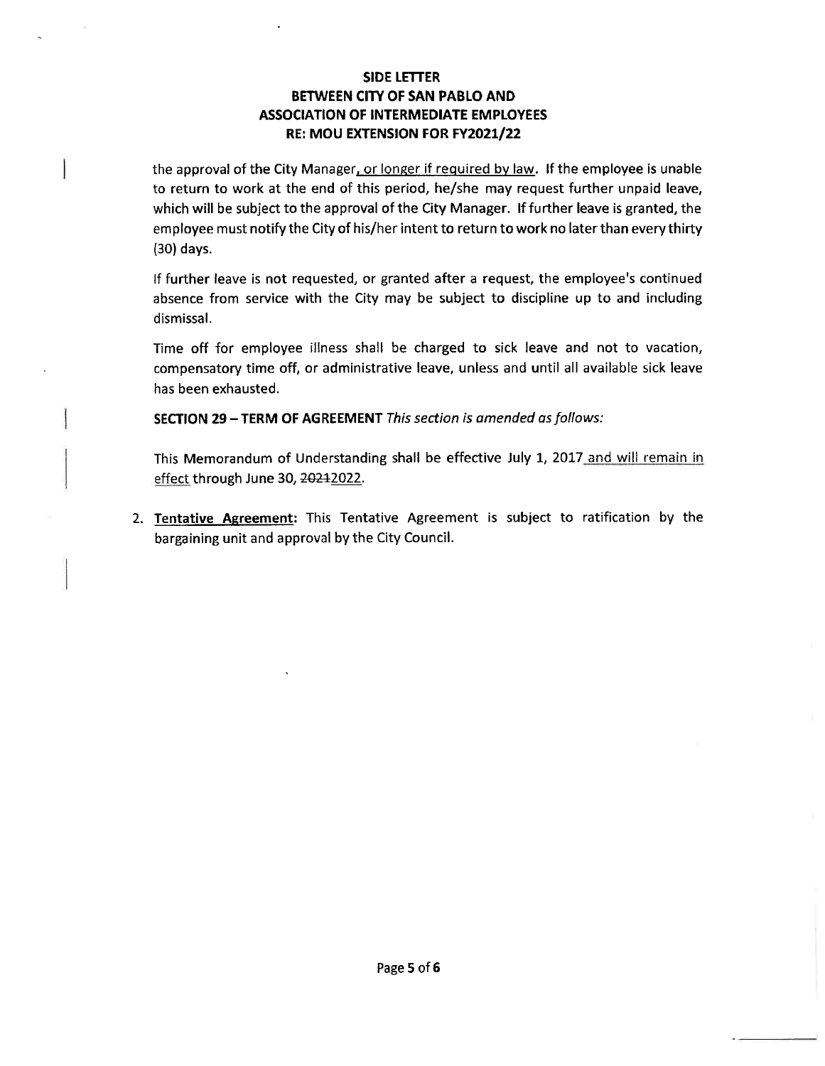**SIDE LETTER**
**BETWEEN CITY OF SAN PABLO AND**
**ASSOCIATION OF INTERMEDIATE EMPLOYEES**
**RE: MOU EXTENSION FOR FY2021/22**

the approval of the City Manager, or longer if required by law. If the employee is unable to return to work at the end of this period, he/she may request further unpaid leave, which will be subject to the approval of the City Manager. If further leave is granted, the employee must notify the City of his/her intent to return to work no later than every thirty (30) days.

If further leave is not requested, or granted after a request, the employee's continued absence from service with the City may be subject to discipline up to and including dismissal.

Time off for employee illness shall be charged to sick leave and not to vacation, compensatory time off, or administrative leave, unless and until all available sick leave has been exhausted.

**SECTION 29 – TERM OF AGREEMENT** *This section is amended as follows:*

This Memorandum of Understanding shall be effective July 1, 2017 and will remain in effect through June 30, ~~2021~~2022.

2. **Tentative Agreement:** This Tentative Agreement is subject to ratification by the bargaining unit and approval by the City Council.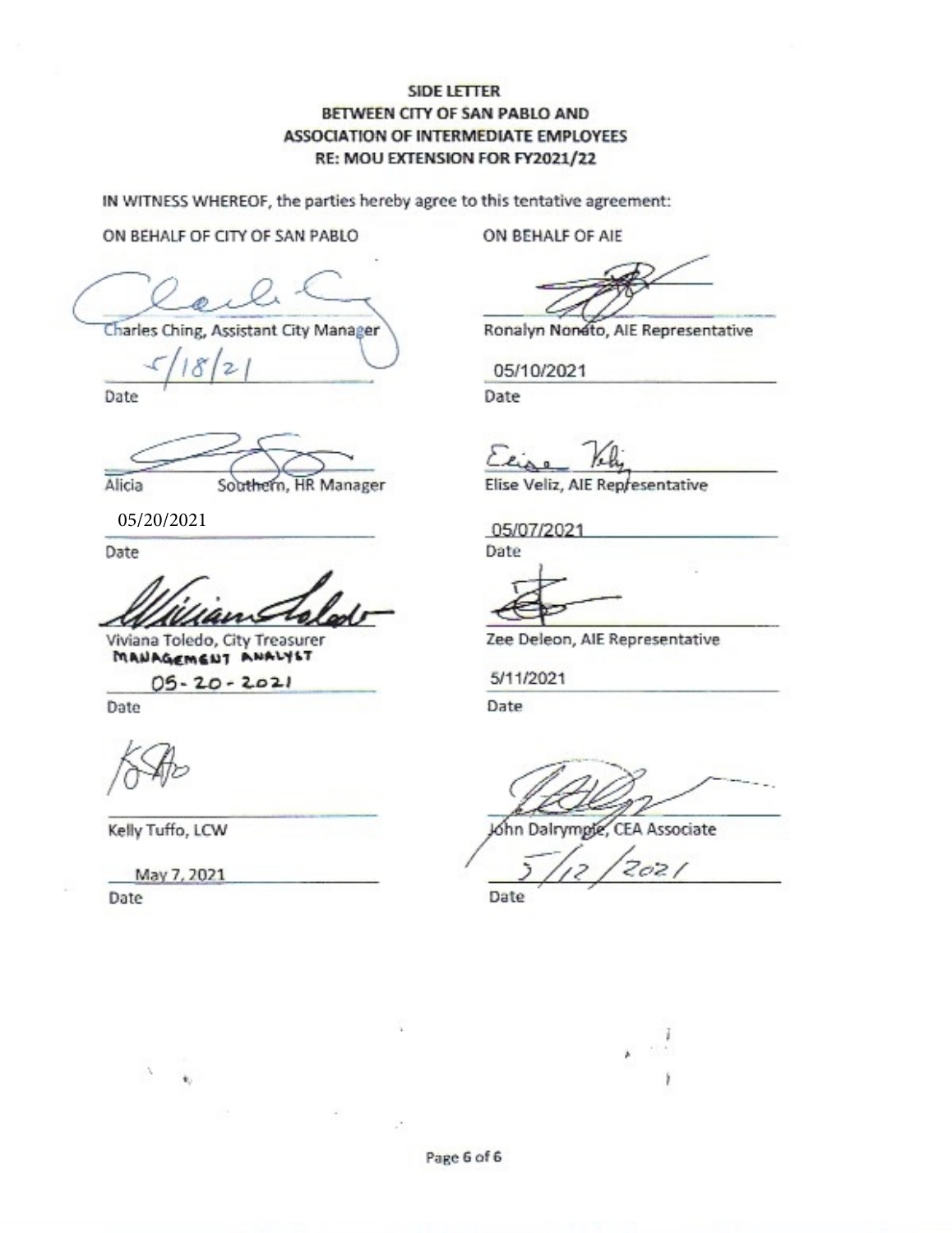**SIDE LETTER**
**BETWEEN CITY OF SAN PABLO AND**
**ASSOCIATION OF INTERMEDIATE EMPLOYEES**
**RE: MOU EXTENSION FOR FY2021/22**

IN WITNESS WHEREOF, the parties hereby agree to this tentative agreement:

ON BEHALF OF CITY OF SAN PABLO

Charles Ching, Assistant City Manager

5/18/21

Date

Alicia Southern, HR Manager

05/20/2021

Date

Viviana Toledo, City Treasurer
MANAGEMENT ANALYST

05-20-2021

Date

Kelly Tuffo, LCW

May 7, 2021

Date

ON BEHALF OF AIE

Ronalyn Nonato, AIE Representative

05/10/2021

Date

Elise Veliz, AIE Representative

05/07/2021

Date

Zee Deleon, AIE Representative

5/11/2021

Date

John Dalrymple, CEA Associate

5/12/2021

Date